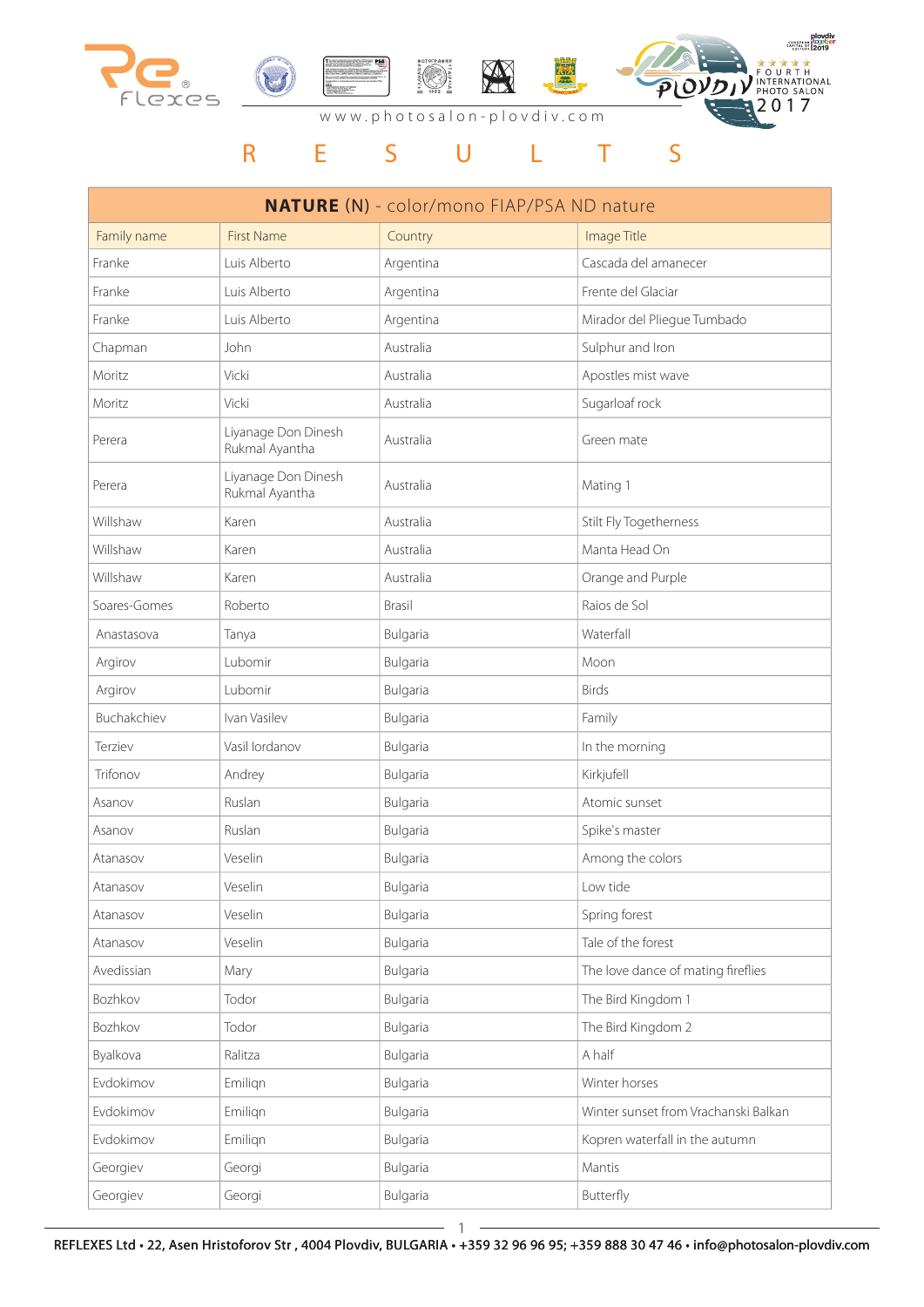www.photosalon-plovdiv.com

# R E S U L T S

| NATURE (N) - color/mono FIAP/PSA ND nature | | | |
|---|---|---|---|
| Family name | First Name | Country | Image Title |
| Franke | Luis Alberto | Argentina | Cascada del amanecer |
| Franke | Luis Alberto | Argentina | Frente del Glaciar |
| Franke | Luis Alberto | Argentina | Mirador del Pliegue Tumbado |
| Chapman | John | Australia | Sulphur and Iron |
| Moritz | Vicki | Australia | Apostles mist wave |
| Moritz | Vicki | Australia | Sugarloaf rock |
| Perera | Liyanage Don Dinesh Rukmal Ayantha | Australia | Green mate |
| Perera | Liyanage Don Dinesh Rukmal Ayantha | Australia | Mating 1 |
| Willshaw | Karen | Australia | Stilt Fly Togetherness |
| Willshaw | Karen | Australia | Manta Head On |
| Willshaw | Karen | Australia | Orange and Purple |
| Soares-Gomes | Roberto | Brasil | Raios de Sol |
| Anastasova | Tanya | Bulgaria | Waterfall |
| Argirov | Lubomir | Bulgaria | Moon |
| Argirov | Lubomir | Bulgaria | Birds |
| Buchakchiev | Ivan Vasilev | Bulgaria | Family |
| Terziev | Vasil Iordanov | Bulgaria | In the morning |
| Trifonov | Andrey | Bulgaria | Kirkjufell |
| Asanov | Ruslan | Bulgaria | Atomic sunset |
| Asanov | Ruslan | Bulgaria | Spike's master |
| Atanasov | Veselin | Bulgaria | Among the colors |
| Atanasov | Veselin | Bulgaria | Low tide |
| Atanasov | Veselin | Bulgaria | Spring forest |
| Atanasov | Veselin | Bulgaria | Tale of the forest |
| Avedissian | Mary | Bulgaria | The love dance of mating fireflies |
| Bozhkov | Todor | Bulgaria | The Bird Kingdom 1 |
| Bozhkov | Todor | Bulgaria | The Bird Kingdom 2 |
| Byalkova | Ralitza | Bulgaria | A half |
| Evdokimov | Emiliqn | Bulgaria | Winter horses |
| Evdokimov | Emiliqn | Bulgaria | Winter sunset from Vrachanski Balkan |
| Evdokimov | Emiliqn | Bulgaria | Kopren waterfall in the autumn |
| Georgiev | Georgi | Bulgaria | Mantis |
| Georgiev | Georgi | Bulgaria | Butterfly |

REFLEXES Ltd • 22, Asen Hristoforov Str , 4004 Plovdiv, BULGARIA • +359 32 96 96 95; +359 888 30 47 46 • info@photosalon-plovdiv.com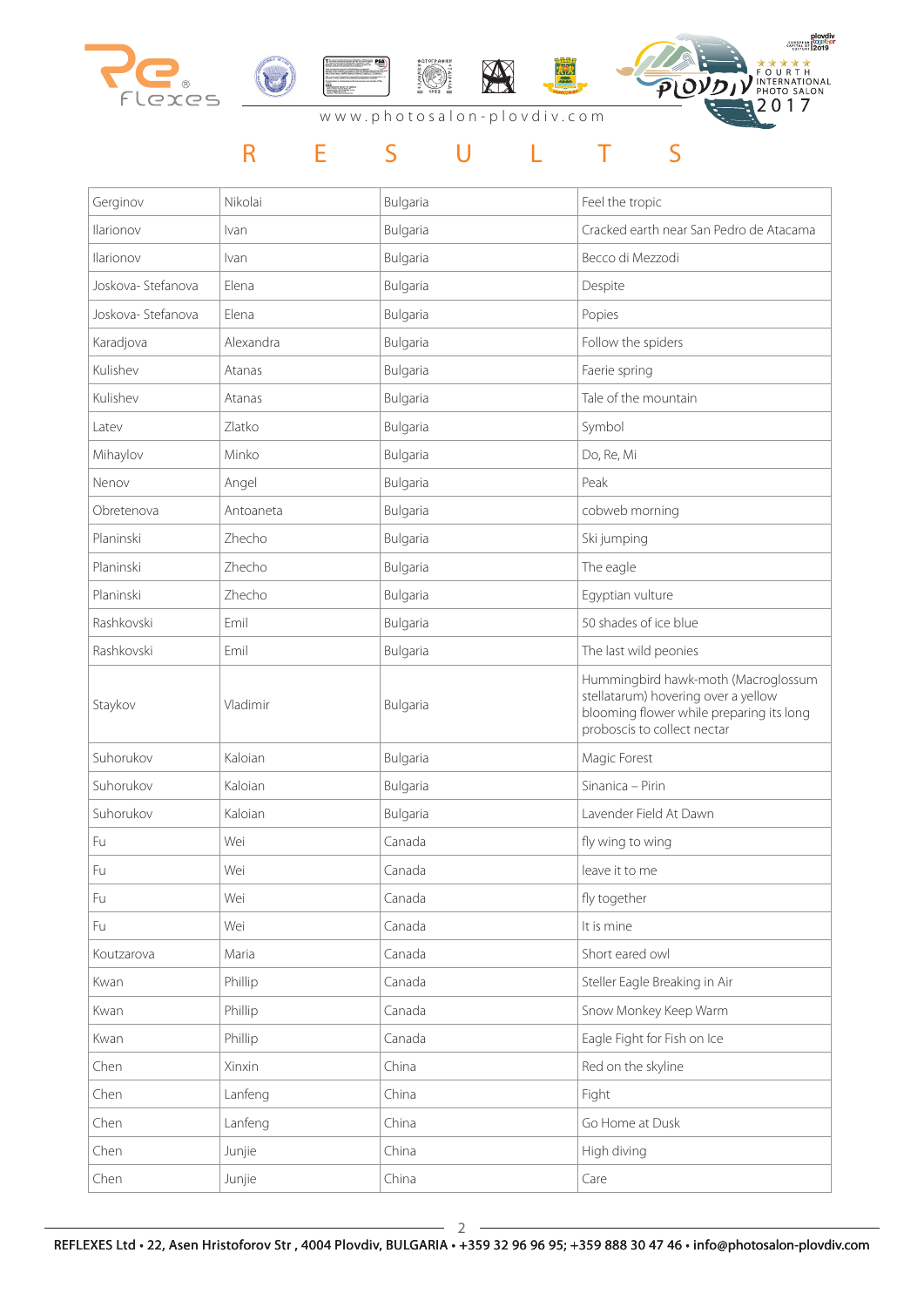# R E S U L T S

| | | | |
|---|---|---|---|
| Gerginov | Nikolai | Bulgaria | Feel the tropic |
| Ilarionov | Ivan | Bulgaria | Cracked earth near San Pedro de Atacama |
| Ilarionov | Ivan | Bulgaria | Becco di Mezzodi |
| Joskova- Stefanova | Elena | Bulgaria | Despite |
| Joskova- Stefanova | Elena | Bulgaria | Popies |
| Karadjova | Alexandra | Bulgaria | Follow the spiders |
| Kulishev | Atanas | Bulgaria | Faerie spring |
| Kulishev | Atanas | Bulgaria | Tale of the mountain |
| Latev | Zlatko | Bulgaria | Symbol |
| Mihaylov | Minko | Bulgaria | Do, Re, Mi |
| Nenov | Angel | Bulgaria | Peak |
| Obretenova | Antoaneta | Bulgaria | cobweb morning |
| Planinski | Zhecho | Bulgaria | Ski jumping |
| Planinski | Zhecho | Bulgaria | The eagle |
| Planinski | Zhecho | Bulgaria | Egyptian vulture |
| Rashkovski | Emil | Bulgaria | 50 shades of ice blue |
| Rashkovski | Emil | Bulgaria | The last wild peonies |
| Staykov | Vladimir | Bulgaria | Hummingbird hawk-moth (Macroglossum stellatarum) hovering over a yellow blooming flower while preparing its long proboscis to collect nectar |
| Suhorukov | Kaloian | Bulgaria | Magic Forest |
| Suhorukov | Kaloian | Bulgaria | Sinanica – Pirin |
| Suhorukov | Kaloian | Bulgaria | Lavender Field At Dawn |
| Fu | Wei | Canada | fly wing to wing |
| Fu | Wei | Canada | leave it to me |
| Fu | Wei | Canada | fly together |
| Fu | Wei | Canada | It is mine |
| Koutzarova | Maria | Canada | Short eared owl |
| Kwan | Phillip | Canada | Steller Eagle Breaking in Air |
| Kwan | Phillip | Canada | Snow Monkey Keep Warm |
| Kwan | Phillip | Canada | Eagle Fight for Fish on Ice |
| Chen | Xinxin | China | Red on the skyline |
| Chen | Lanfeng | China | Fight |
| Chen | Lanfeng | China | Go Home at Dusk |
| Chen | Junjie | China | High diving |
| Chen | Junjie | China | Care |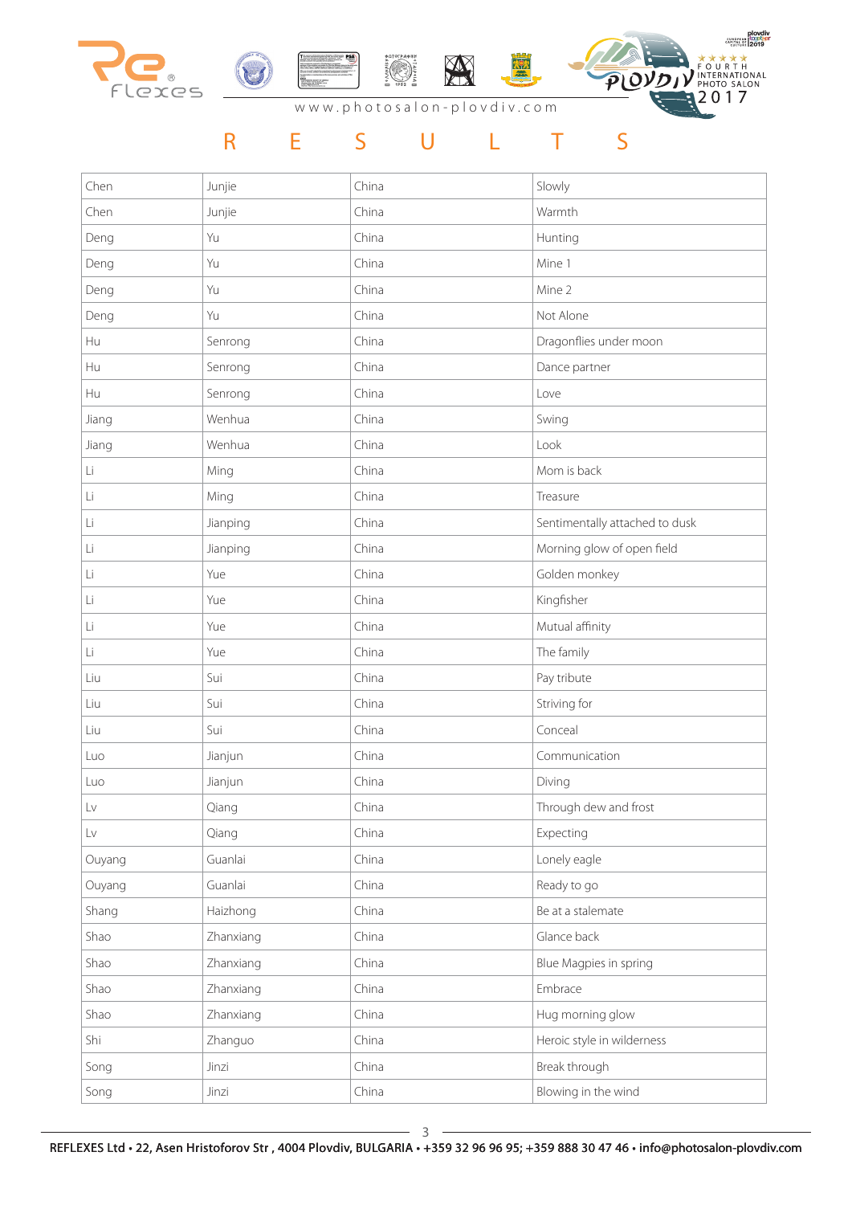# RESULTS

| | | | |
|---|---|---|---|
| Chen | Junjie | China | Slowly |
| Chen | Junjie | China | Warmth |
| Deng | Yu | China | Hunting |
| Deng | Yu | China | Mine 1 |
| Deng | Yu | China | Mine 2 |
| Deng | Yu | China | Not Alone |
| Hu | Senrong | China | Dragonflies under moon |
| Hu | Senrong | China | Dance partner |
| Hu | Senrong | China | Love |
| Jiang | Wenhua | China | Swing |
| Jiang | Wenhua | China | Look |
| Li | Ming | China | Mom is back |
| Li | Ming | China | Treasure |
| Li | Jianping | China | Sentimentally attached to dusk |
| Li | Jianping | China | Morning glow of open field |
| Li | Yue | China | Golden monkey |
| Li | Yue | China | Kingfisher |
| Li | Yue | China | Mutual affinity |
| Li | Yue | China | The family |
| Liu | Sui | China | Pay tribute |
| Liu | Sui | China | Striving for |
| Liu | Sui | China | Conceal |
| Luo | Jianjun | China | Communication |
| Luo | Jianjun | China | Diving |
| Lv | Qiang | China | Through dew and frost |
| Lv | Qiang | China | Expecting |
| Ouyang | Guanlai | China | Lonely eagle |
| Ouyang | Guanlai | China | Ready to go |
| Shang | Haizhong | China | Be at a stalemate |
| Shao | Zhanxiang | China | Glance back |
| Shao | Zhanxiang | China | Blue Magpies in spring |
| Shao | Zhanxiang | China | Embrace |
| Shao | Zhanxiang | China | Hug morning glow |
| Shi | Zhanguo | China | Heroic style in wilderness |
| Song | Jinzi | China | Break through |
| Song | Jinzi | China | Blowing in the wind |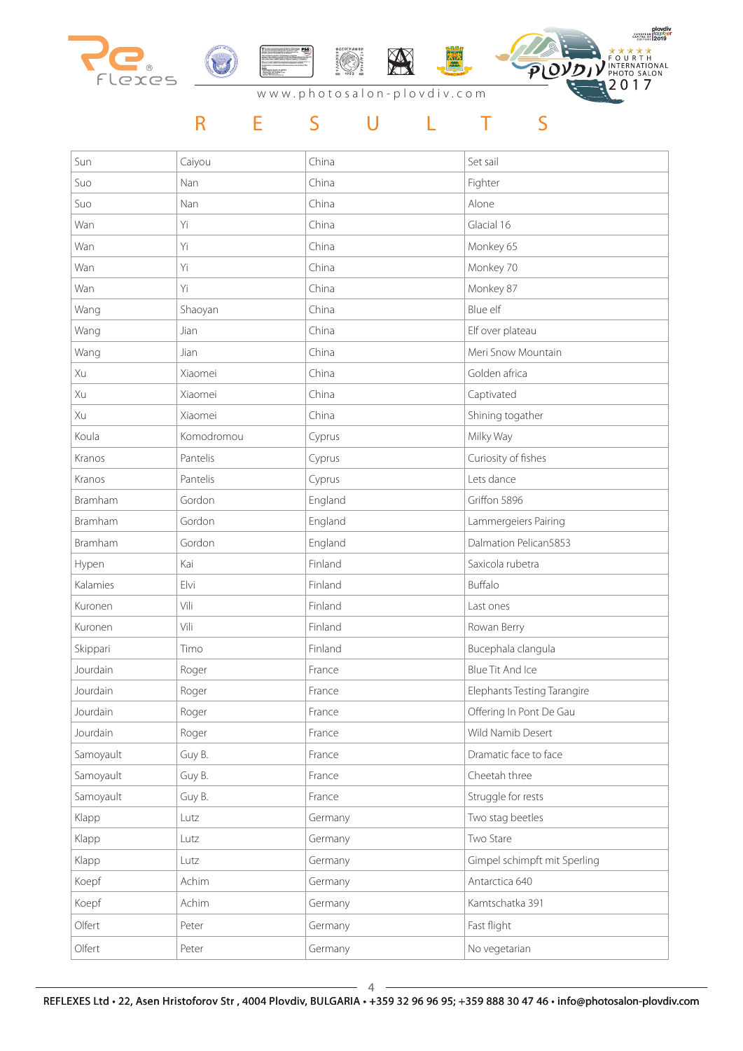# RESULTS

| Sun | Caiyou | China | Set sail |
|---|---|---|---|
| Suo | Nan | China | Fighter |
| Suo | Nan | China | Alone |
| Wan | Yi | China | Glacial 16 |
| Wan | Yi | China | Monkey 65 |
| Wan | Yi | China | Monkey 70 |
| Wan | Yi | China | Monkey 87 |
| Wang | Shaoyan | China | Blue elf |
| Wang | Jian | China | Elf over plateau |
| Wang | Jian | China | Meri Snow Mountain |
| Xu | Xiaomei | China | Golden africa |
| Xu | Xiaomei | China | Captivated |
| Xu | Xiaomei | China | Shining togather |
| Koula | Komodromou | Cyprus | Milky Way |
| Kranos | Pantelis | Cyprus | Curiosity of fishes |
| Kranos | Pantelis | Cyprus | Lets dance |
| Bramham | Gordon | England | Griffon 5896 |
| Bramham | Gordon | England | Lammergeiers Pairing |
| Bramham | Gordon | England | Dalmation Pelican5853 |
| Hypen | Kai | Finland | Saxicola rubetra |
| Kalamies | Elvi | Finland | Buffalo |
| Kuronen | Vili | Finland | Last ones |
| Kuronen | Vili | Finland | Rowan Berry |
| Skippari | Timo | Finland | Bucephala clangula |
| Jourdain | Roger | France | Blue Tit And Ice |
| Jourdain | Roger | France | Elephants Testing Tarangire |
| Jourdain | Roger | France | Offering In Pont De Gau |
| Jourdain | Roger | France | Wild Namib Desert |
| Samoyault | Guy B. | France | Dramatic face to face |
| Samoyault | Guy B. | France | Cheetah three |
| Samoyault | Guy B. | France | Struggle for rests |
| Klapp | Lutz | Germany | Two stag beetles |
| Klapp | Lutz | Germany | Two Stare |
| Klapp | Lutz | Germany | Gimpel schimpft mit Sperling |
| Koepf | Achim | Germany | Antarctica 640 |
| Koepf | Achim | Germany | Kamtschatka 391 |
| Olfert | Peter | Germany | Fast flight |
| Olfert | Peter | Germany | No vegetarian |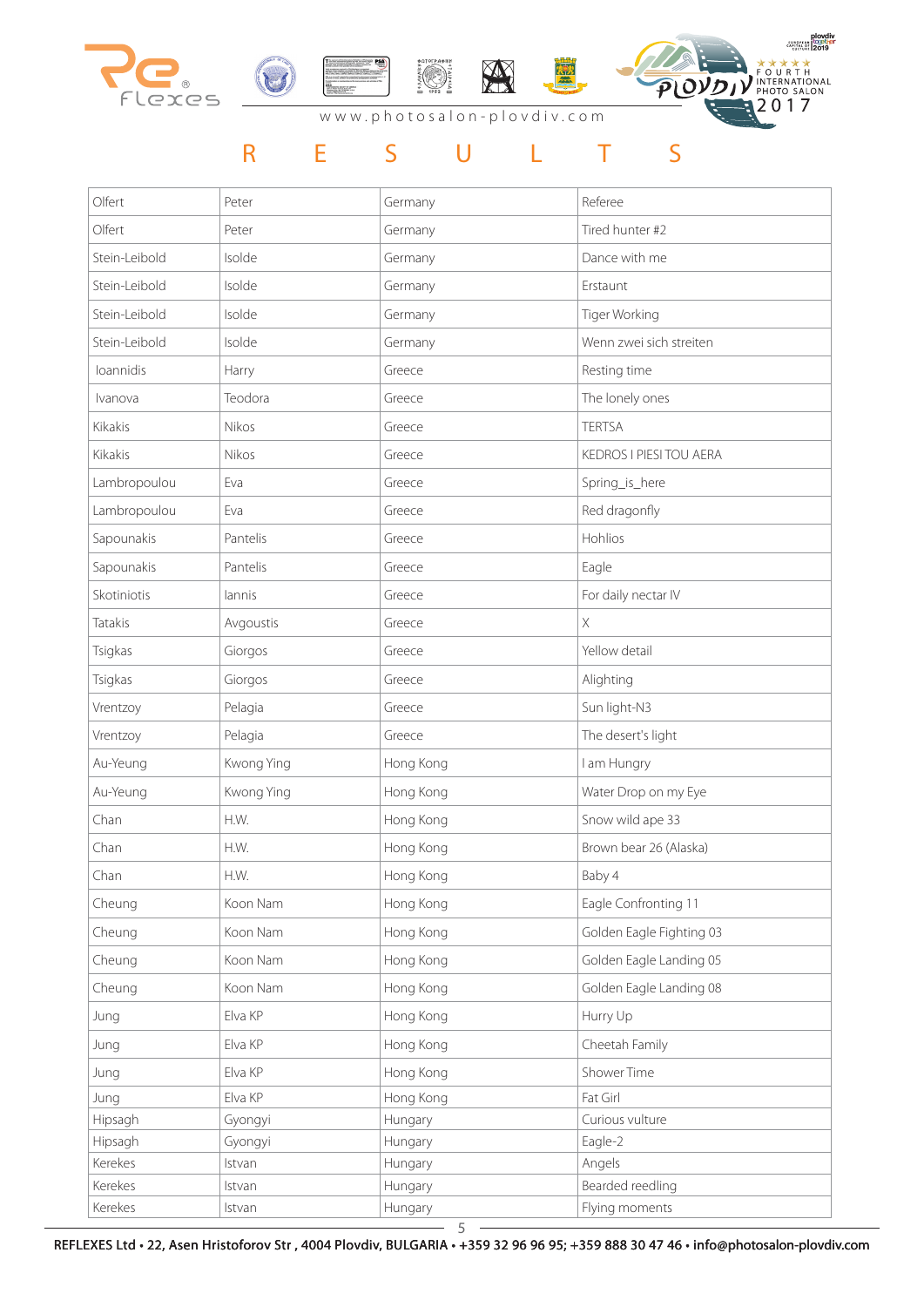# R E S U L T S

| | | | |
|---|---|---|---|
| Olfert | Peter | Germany | Referee |
| Olfert | Peter | Germany | Tired hunter #2 |
| Stein-Leibold | Isolde | Germany | Dance with me |
| Stein-Leibold | Isolde | Germany | Erstaunt |
| Stein-Leibold | Isolde | Germany | Tiger Working |
| Stein-Leibold | Isolde | Germany | Wenn zwei sich streiten |
| Ioannidis | Harry | Greece | Resting time |
| Ivanova | Teodora | Greece | The lonely ones |
| Kikakis | Nikos | Greece | TERTSA |
| Kikakis | Nikos | Greece | KEDROS I PIESI TOU AERA |
| Lambropoulou | Eva | Greece | Spring_is_here |
| Lambropoulou | Eva | Greece | Red dragonfly |
| Sapounakis | Pantelis | Greece | Hohlios |
| Sapounakis | Pantelis | Greece | Eagle |
| Skotiniotis | Iannis | Greece | For daily nectar IV |
| Tatakis | Avgoustis | Greece | X |
| Tsigkas | Giorgos | Greece | Yellow detail |
| Tsigkas | Giorgos | Greece | Alighting |
| Vrentzoy | Pelagia | Greece | Sun light-N3 |
| Vrentzoy | Pelagia | Greece | The desert's light |
| Au-Yeung | Kwong Ying | Hong Kong | I am Hungry |
| Au-Yeung | Kwong Ying | Hong Kong | Water Drop on my Eye |
| Chan | H.W. | Hong Kong | Snow wild ape 33 |
| Chan | H.W. | Hong Kong | Brown bear 26 (Alaska) |
| Chan | H.W. | Hong Kong | Baby 4 |
| Cheung | Koon Nam | Hong Kong | Eagle Confronting 11 |
| Cheung | Koon Nam | Hong Kong | Golden Eagle Fighting 03 |
| Cheung | Koon Nam | Hong Kong | Golden Eagle Landing 05 |
| Cheung | Koon Nam | Hong Kong | Golden Eagle Landing 08 |
| Jung | Elva KP | Hong Kong | Hurry Up |
| Jung | Elva KP | Hong Kong | Cheetah Family |
| Jung | Elva KP | Hong Kong | Shower Time |
| Jung | Elva KP | Hong Kong | Fat Girl |
| Hipsagh | Gyongyi | Hungary | Curious vulture |
| Hipsagh | Gyongyi | Hungary | Eagle-2 |
| Kerekes | Istvan | Hungary | Angels |
| Kerekes | Istvan | Hungary | Bearded reedling |
| Kerekes | Istvan | Hungary | Flying moments |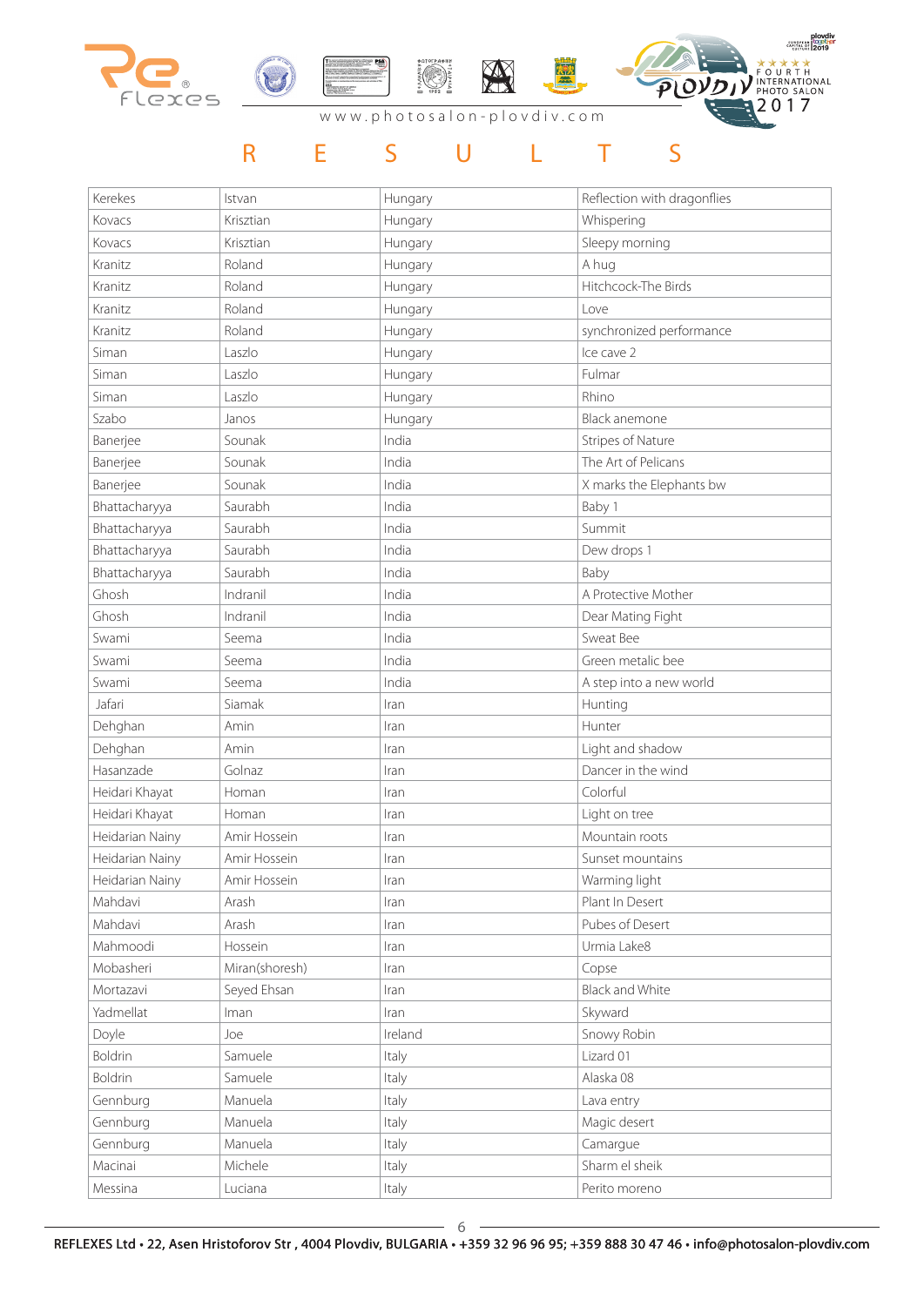# RESULTS

| Kerekes | Istvan | Hungary | Reflection with dragonflies |
|---|---|---|---|
| Kovacs | Krisztian | Hungary | Whispering |
| Kovacs | Krisztian | Hungary | Sleepy morning |
| Kranitz | Roland | Hungary | A hug |
| Kranitz | Roland | Hungary | Hitchcock-The Birds |
| Kranitz | Roland | Hungary | Love |
| Kranitz | Roland | Hungary | synchronized performance |
| Siman | Laszlo | Hungary | Ice cave 2 |
| Siman | Laszlo | Hungary | Fulmar |
| Siman | Laszlo | Hungary | Rhino |
| Szabo | Janos | Hungary | Black anemone |
| Banerjee | Sounak | India | Stripes of Nature |
| Banerjee | Sounak | India | The Art of Pelicans |
| Banerjee | Sounak | India | X marks the Elephants bw |
| Bhattacharyya | Saurabh | India | Baby 1 |
| Bhattacharyya | Saurabh | India | Summit |
| Bhattacharyya | Saurabh | India | Dew drops 1 |
| Bhattacharyya | Saurabh | India | Baby |
| Ghosh | Indranil | India | A Protective Mother |
| Ghosh | Indranil | India | Dear Mating Fight |
| Swami | Seema | India | Sweat Bee |
| Swami | Seema | India | Green metalic bee |
| Swami | Seema | India | A step into a new world |
| Jafari | Siamak | Iran | Hunting |
| Dehghan | Amin | Iran | Hunter |
| Dehghan | Amin | Iran | Light and shadow |
| Hasanzade | Golnaz | Iran | Dancer in the wind |
| Heidari Khayat | Homan | Iran | Colorful |
| Heidari Khayat | Homan | Iran | Light on tree |
| Heidarian Nainy | Amir Hossein | Iran | Mountain roots |
| Heidarian Nainy | Amir Hossein | Iran | Sunset mountains |
| Heidarian Nainy | Amir Hossein | Iran | Warming light |
| Mahdavi | Arash | Iran | Plant In Desert |
| Mahdavi | Arash | Iran | Pubes of Desert |
| Mahmoodi | Hossein | Iran | Urmia Lake8 |
| Mobasheri | Miran(shoresh) | Iran | Copse |
| Mortazavi | Seyed Ehsan | Iran | Black and White |
| Yadmellat | Iman | Iran | Skyward |
| Doyle | Joe | Ireland | Snowy Robin |
| Boldrin | Samuele | Italy | Lizard 01 |
| Boldrin | Samuele | Italy | Alaska 08 |
| Gennburg | Manuela | Italy | Lava entry |
| Gennburg | Manuela | Italy | Magic desert |
| Gennburg | Manuela | Italy | Camargue |
| Macinai | Michele | Italy | Sharm el sheik |
| Messina | Luciana | Italy | Perito moreno |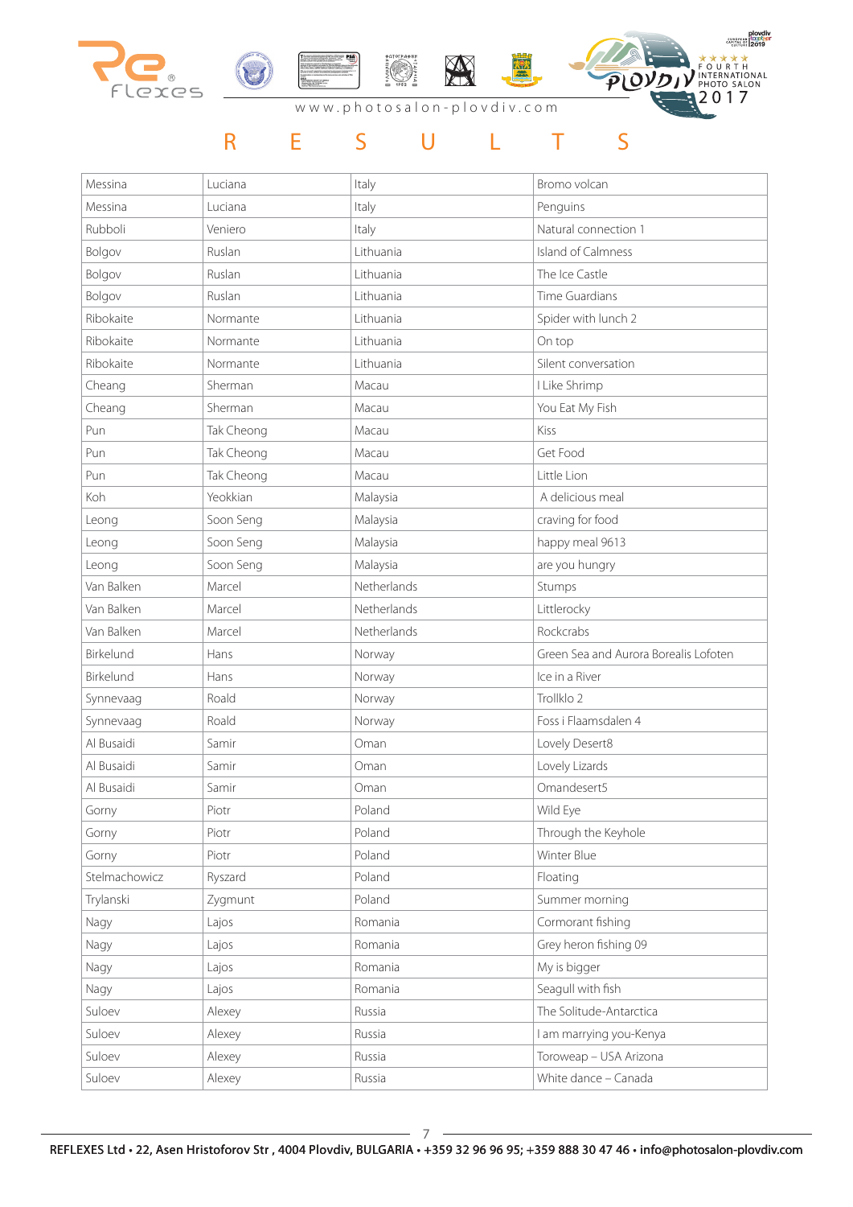# R E S U L T S

| | | | |
|---|---|---|---|
| Messina | Luciana | Italy | Bromo volcan |
| Messina | Luciana | Italy | Penguins |
| Rubboli | Veniero | Italy | Natural connection 1 |
| Bolgov | Ruslan | Lithuania | Island of Calmness |
| Bolgov | Ruslan | Lithuania | The Ice Castle |
| Bolgov | Ruslan | Lithuania | Time Guardians |
| Ribokaite | Normante | Lithuania | Spider with lunch 2 |
| Ribokaite | Normante | Lithuania | On top |
| Ribokaite | Normante | Lithuania | Silent conversation |
| Cheang | Sherman | Macau | I Like Shrimp |
| Cheang | Sherman | Macau | You Eat My Fish |
| Pun | Tak Cheong | Macau | Kiss |
| Pun | Tak Cheong | Macau | Get Food |
| Pun | Tak Cheong | Macau | Little Lion |
| Koh | Yeokkian | Malaysia | A delicious meal |
| Leong | Soon Seng | Malaysia | craving for food |
| Leong | Soon Seng | Malaysia | happy meal 9613 |
| Leong | Soon Seng | Malaysia | are you hungry |
| Van Balken | Marcel | Netherlands | Stumps |
| Van Balken | Marcel | Netherlands | Littlerocky |
| Van Balken | Marcel | Netherlands | Rockcrabs |
| Birkelund | Hans | Norway | Green Sea and Aurora Borealis Lofoten |
| Birkelund | Hans | Norway | Ice in a River |
| Synnevaag | Roald | Norway | Trollklo 2 |
| Synnevaag | Roald | Norway | Foss i Flaamsdalen 4 |
| Al Busaidi | Samir | Oman | Lovely Desert8 |
| Al Busaidi | Samir | Oman | Lovely Lizards |
| Al Busaidi | Samir | Oman | Omandesert5 |
| Gorny | Piotr | Poland | Wild Eye |
| Gorny | Piotr | Poland | Through the Keyhole |
| Gorny | Piotr | Poland | Winter Blue |
| Stelmachowicz | Ryszard | Poland | Floating |
| Trylanski | Zygmunt | Poland | Summer morning |
| Nagy | Lajos | Romania | Cormorant fishing |
| Nagy | Lajos | Romania | Grey heron fishing 09 |
| Nagy | Lajos | Romania | My is bigger |
| Nagy | Lajos | Romania | Seagull with fish |
| Suloev | Alexey | Russia | The Solitude-Antarctica |
| Suloev | Alexey | Russia | I am marrying you-Kenya |
| Suloev | Alexey | Russia | Toroweap – USA Arizona |
| Suloev | Alexey | Russia | White dance – Canada |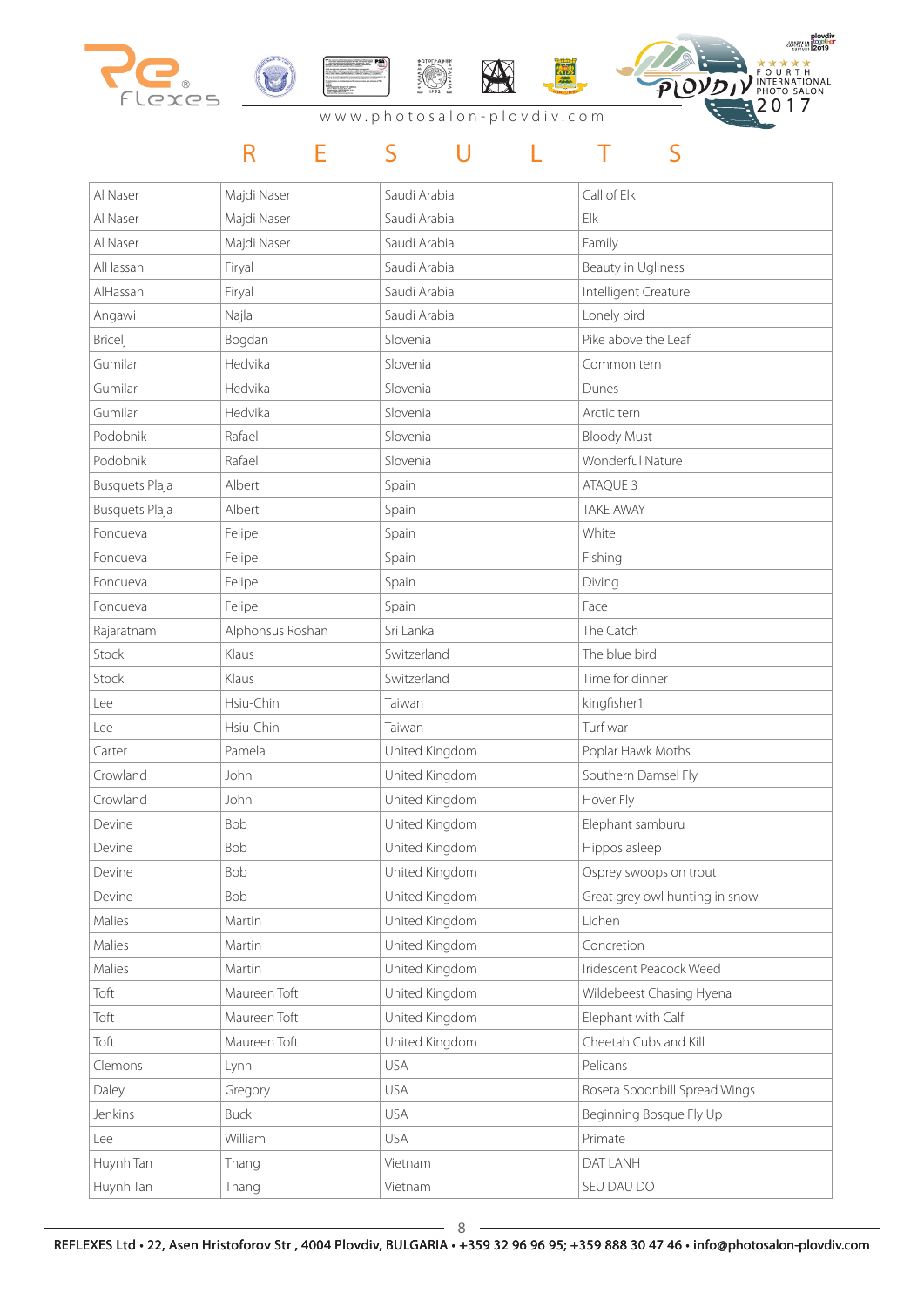# R E S U L T S

| | | | |
|---|---|---|---|
| Al Naser | Majdi Naser | Saudi Arabia | Call of Elk |
| Al Naser | Majdi Naser | Saudi Arabia | Elk |
| Al Naser | Majdi Naser | Saudi Arabia | Family |
| AlHassan | Firyal | Saudi Arabia | Beauty in Ugliness |
| AlHassan | Firyal | Saudi Arabia | Intelligent Creature |
| Angawi | Najla | Saudi Arabia | Lonely bird |
| Bricelj | Bogdan | Slovenia | Pike above the Leaf |
| Gumilar | Hedvika | Slovenia | Common tern |
| Gumilar | Hedvika | Slovenia | Dunes |
| Gumilar | Hedvika | Slovenia | Arctic tern |
| Podobnik | Rafael | Slovenia | Bloody Must |
| Podobnik | Rafael | Slovenia | Wonderful Nature |
| Busquets Plaja | Albert | Spain | ATAQUE 3 |
| Busquets Plaja | Albert | Spain | TAKE AWAY |
| Foncueva | Felipe | Spain | White |
| Foncueva | Felipe | Spain | Fishing |
| Foncueva | Felipe | Spain | Diving |
| Foncueva | Felipe | Spain | Face |
| Rajaratnam | Alphonsus Roshan | Sri Lanka | The Catch |
| Stock | Klaus | Switzerland | The blue bird |
| Stock | Klaus | Switzerland | Time for dinner |
| Lee | Hsiu-Chin | Taiwan | kingfisher1 |
| Lee | Hsiu-Chin | Taiwan | Turf war |
| Carter | Pamela | United Kingdom | Poplar Hawk Moths |
| Crowland | John | United Kingdom | Southern Damsel Fly |
| Crowland | John | United Kingdom | Hover Fly |
| Devine | Bob | United Kingdom | Elephant samburu |
| Devine | Bob | United Kingdom | Hippos asleep |
| Devine | Bob | United Kingdom | Osprey swoops on trout |
| Devine | Bob | United Kingdom | Great grey owl hunting in snow |
| Malies | Martin | United Kingdom | Lichen |
| Malies | Martin | United Kingdom | Concretion |
| Malies | Martin | United Kingdom | Iridescent Peacock Weed |
| Toft | Maureen Toft | United Kingdom | Wildebeest Chasing Hyena |
| Toft | Maureen Toft | United Kingdom | Elephant with Calf |
| Toft | Maureen Toft | United Kingdom | Cheetah Cubs and Kill |
| Clemons | Lynn | USA | Pelicans |
| Daley | Gregory | USA | Roseta Spoonbill Spread Wings |
| Jenkins | Buck | USA | Beginning Bosque Fly Up |
| Lee | William | USA | Primate |
| Huynh Tan | Thang | Vietnam | DAT LANH |
| Huynh Tan | Thang | Vietnam | SEU DAU DO |

REFLEXES Ltd • 22, Asen Hristoforov Str , 4004 Plovdiv, BULGARIA • +359 32 96 96 95; +359 888 30 47 46 • info@photosalon-plovdiv.com